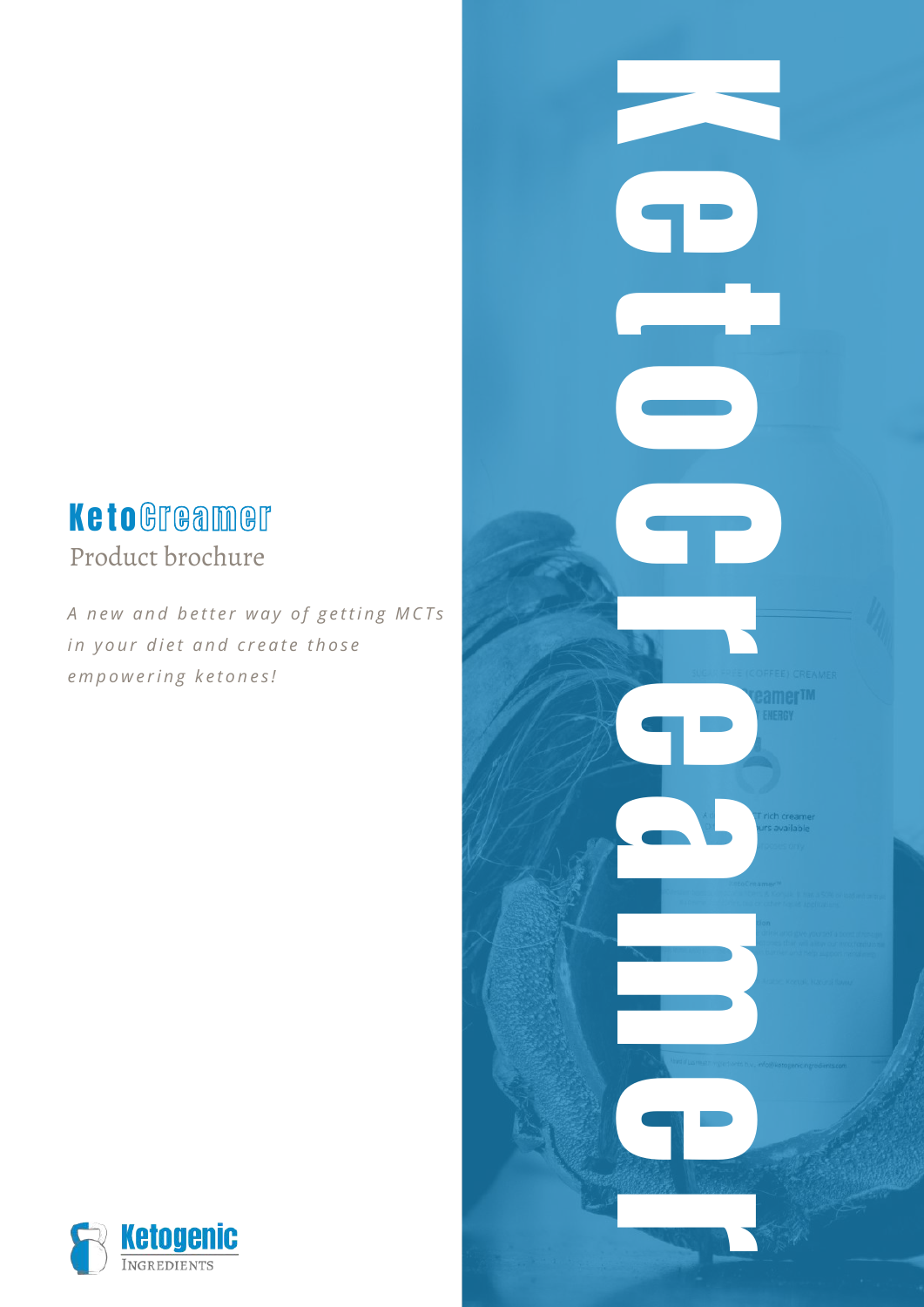# KetoCreamer

Product brochure

*A new and better way of getting MCTs in your diet and create those empowering ketones!*

Ketogenic Ingredients

Ketocreamer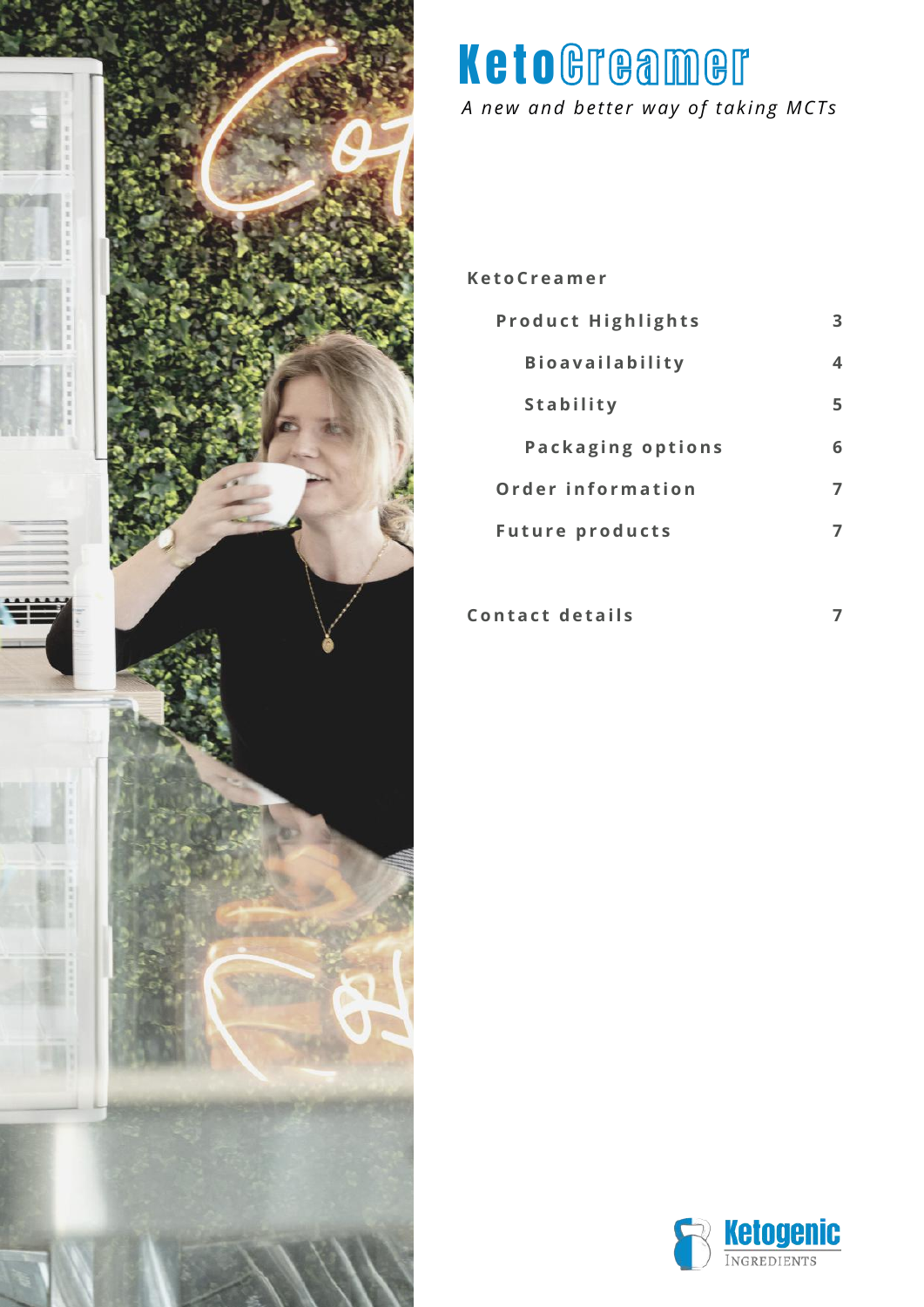# KetoCreamer

*A new and better way of taking MCTs*

**KetoCreamer**

| | |
|---|---|
| Product Highlights | 3 |
| Bioavailability | 4 |
| Stability | 5 |
| Packaging options | 6 |
| Order information | 7 |
| Future products | 7 |
| Contact details | 7 |

Ketogenic INGREDIENTS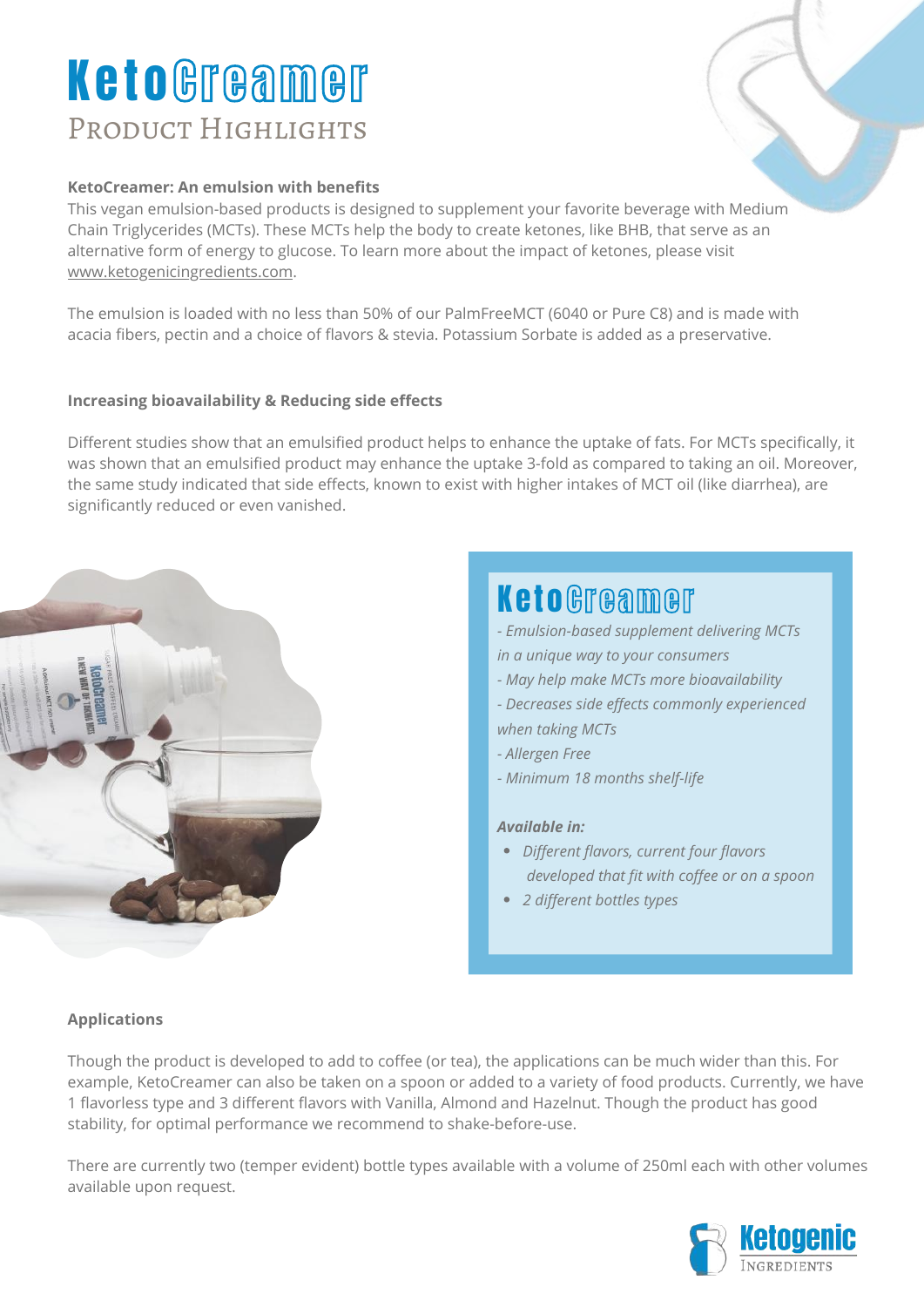# KetoCreamer
## PRODUCT HIGHLIGHTS

**KetoCreamer: An emulsion with benefits**

This vegan emulsion-based products is designed to supplement your favorite beverage with Medium Chain Triglycerides (MCTs). These MCTs help the body to create ketones, like BHB, that serve as an alternative form of energy to glucose. To learn more about the impact of ketones, please visit www.ketogenicingredients.com.

The emulsion is loaded with no less than 50% of our PalmFreeMCT (6040 or Pure C8) and is made with acacia fibers, pectin and a choice of flavors & stevia. Potassium Sorbate is added as a preservative.

**Increasing bioavailability & Reducing side effects**

Different studies show that an emulsified product helps to enhance the uptake of fats. For MCTs specifically, it was shown that an emulsified product may enhance the uptake 3-fold as compared to taking an oil. Moreover, the same study indicated that side effects, known to exist with higher intakes of MCT oil (like diarrhea), are significantly reduced or even vanished.

### KetoCreamer

*- Emulsion-based supplement delivering MCTs in a unique way to your consumers*
*- May help make MCTs more bioavailability*
*- Decreases side effects commonly experienced when taking MCTs*
*- Allergen Free*
*- Minimum 18 months shelf-life*

***Available in:***

- *Different flavors, current four flavors developed that fit with coffee or on a spoon*
- *2 different bottles types*

**Applications**

Though the product is developed to add to coffee (or tea), the applications can be much wider than this. For example, KetoCreamer can also be taken on a spoon or added to a variety of food products. Currently, we have 1 flavorless type and 3 different flavors with Vanilla, Almond and Hazelnut. Though the product has good stability, for optimal performance we recommend to shake-before-use.

There are currently two (temper evident) bottle types available with a volume of 250ml each with other volumes available upon request.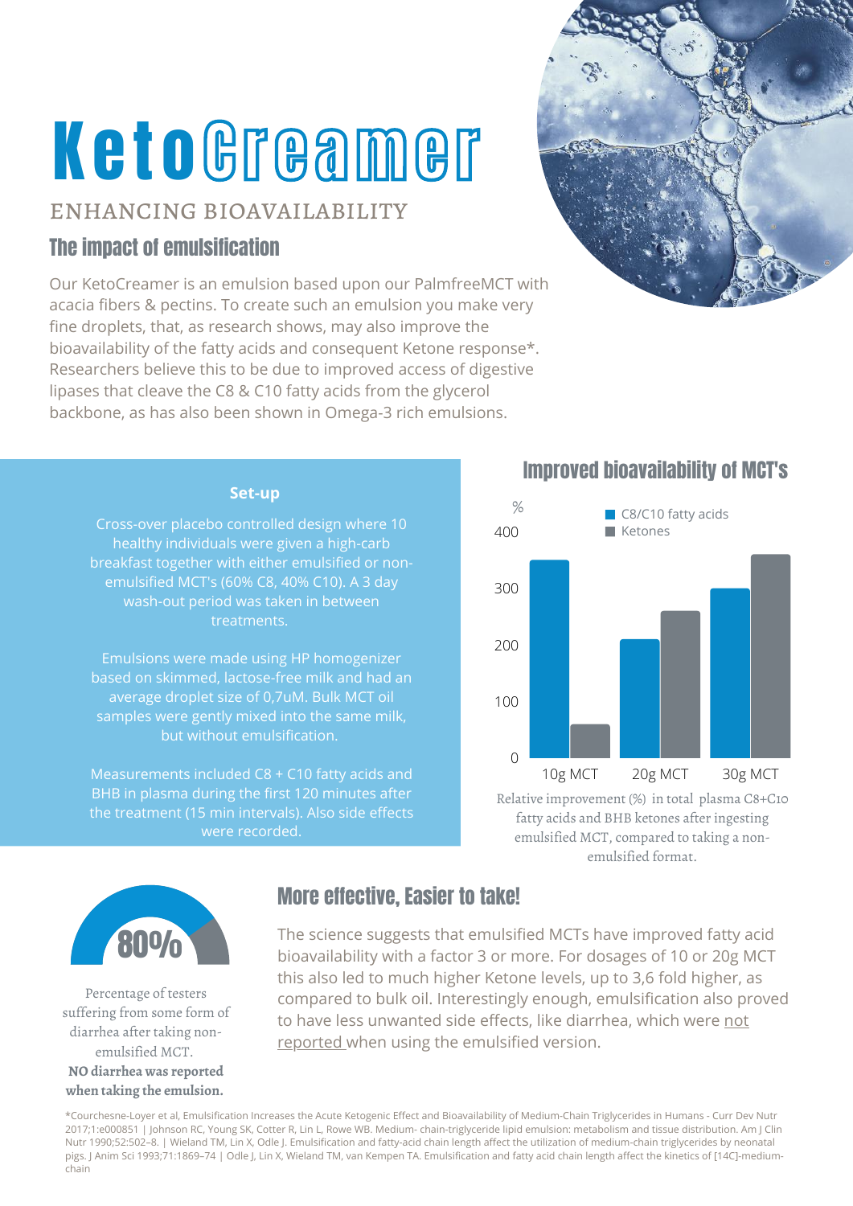# KetoCreamer

## ENHANCING BIOAVAILABILITY

### The impact of emulsification

Our KetoCreamer is an emulsion based upon our PalmfreeMCT with acacia fibers & pectins. To create such an emulsion you make very fine droplets, that, as research shows, may also improve the bioavailability of the fatty acids and consequent Ketone response*. Researchers believe this to be due to improved access of digestive lipases that cleave the C8 & C10 fatty acids from the glycerol backbone, as has also been shown in Omega-3 rich emulsions.

**Set-up**

Cross-over placebo controlled design where 10 healthy individuals were given a high-carb breakfast together with either emulsified or non-emulsified MCT's (60% C8, 40% C10). A 3 day wash-out period was taken in between treatments.

Emulsions were made using HP homogenizer based on skimmed, lactose-free milk and had an average droplet size of 0,7uM. Bulk MCT oil samples were gently mixed into the same milk, but without emulsification.

Measurements included C8 + C10 fatty acids and BHB in plasma during the first 120 minutes after the treatment (15 min intervals). Also side effects were recorded.

### Improved bioavailability of MCT's

| % | C8/C10 fatty acids | Ketones |
|---|---|---|
| 10g MCT | ~350 | ~60 |
| 20g MCT | ~210 | ~260 |
| 30g MCT | ~300 | ~360 |

Relative improvement (%) in total plasma C8+C10 fatty acids and BHB ketones after ingesting emulsified MCT, compared to taking a non-emulsified format.

80%

Percentage of testers suffering from some form of diarrhea after taking non-emulsified MCT.
**NO diarrhea was reported when taking the emulsion.**

### More effective, Easier to take!

The science suggests that emulsified MCTs have improved fatty acid bioavailability with a factor 3 or more. For dosages of 10 or 20g MCT this also led to much higher Ketone levels, up to 3,6 fold higher, as compared to bulk oil. Interestingly enough, emulsification also proved to have less unwanted side effects, like diarrhea, which were not reported when using the emulsified version.

*Courchesne-Loyer et al, Emulsification Increases the Acute Ketogenic Effect and Bioavailability of Medium-Chain Triglycerides in Humans - Curr Dev Nutr 2017;1:e000851 | Johnson RC, Young SK, Cotter R, Lin L, Rowe WB. Medium- chain-triglyceride lipid emulsion: metabolism and tissue distribution. Am J Clin Nutr 1990;52:502–8. | Wieland TM, Lin X, Odle J. Emulsification and fatty-acid chain length affect the utilization of medium-chain triglycerides by neonatal pigs. J Anim Sci 1993;71:1869–74 | Odle J, Lin X, Wieland TM, van Kempen TA. Emulsification and fatty acid chain length affect the kinetics of [14C]-medium-chain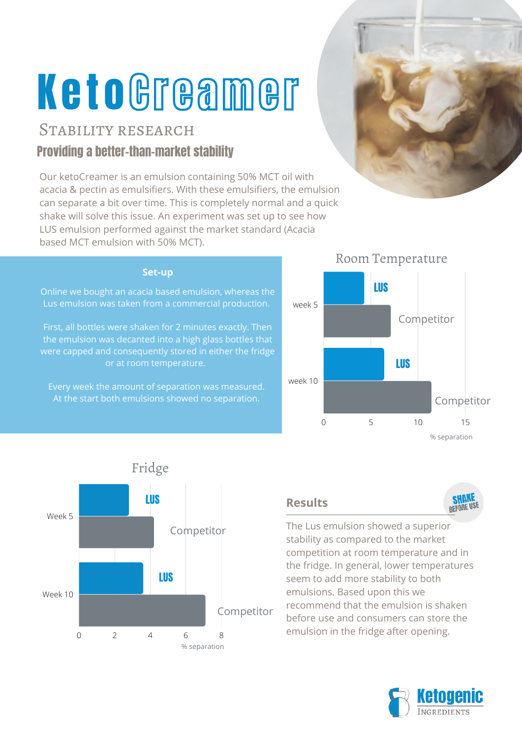# KetoCreamer

## Stability research

### Providing a better-than-market stability

Our ketoCreamer is an emulsion containing 50% MCT oil with acacia & pectin as emulsifiers. With these emulsifiers, the emulsion can separate a bit over time. This is completely normal and a quick shake will solve this issue. An experiment was set up to see how LUS emulsion performed against the market standard (Acacia based MCT emulsion with 50% MCT).

### Set-up

Online we bought an acacia based emulsion, whereas the Lus emulsion was taken from a commercial production.

First, all bottles were shaken for 2 minutes exactly. Then the emulsion was decanted into a high glass bottles that were capped and consequently stored in either the fridge or at room temperature.

Every week the amount of separation was measured. At the start both emulsions showed no separation.

**Room Temperature**

| | LUS (% separation) | Competitor (% separation) |
|---|---|---|
| week 5 | ~4.3 | ~7 |
| week 10 | ~6.5 | ~11.5 |

**Fridge**

| | LUS (% separation) | Competitor (% separation) |
|---|---|---|
| Week 5 | ~2.8 | ~4.2 |
| Week 10 | ~3.6 | ~7.1 |

### Results

SHAKE BEFORE USE

The Lus emulsion showed a superior stability as compared to the market competition at room temperature and in the fridge. In general, lower temperatures seem to add more stability to both emulsions. Based upon this we recommend that the emulsion is shaken before use and consumers can store the emulsion in the fridge after opening.

Ketogenic Ingredients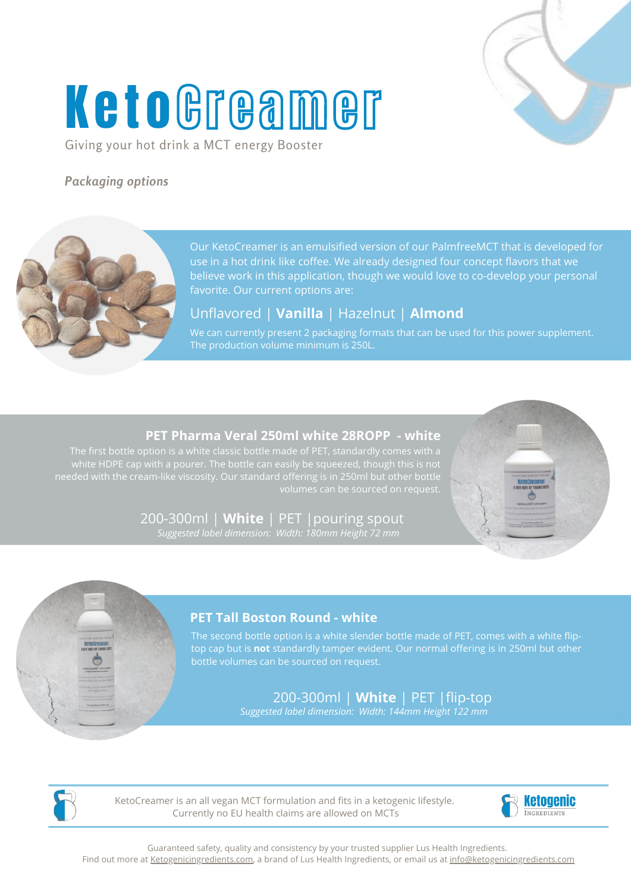# KetoCreamer

Giving your hot drink a MCT energy Booster

*Packaging options*

Our KetoCreamer is an emulsified version of our PalmfreeMCT that is developed for use in a hot drink like coffee. We already designed four concept flavors that we believe work in this application, though we would love to co-develop your personal favorite. Our current options are:

Unflavored | **Vanilla** | Hazelnut | **Almond**

We can currently present 2 packaging formats that can be used for this power supplement. The production volume minimum is 250L.

## PET Pharma Veral 250ml white 28ROPP - white

The first bottle option is a white classic bottle made of PET, standardly comes with a white HDPE cap with a pourer. The bottle can easily be squeezed, though this is not needed with the cream-like viscosity. Our standard offering is in 250ml but other bottle volumes can be sourced on request.

200-300ml | **White** | PET | pouring spout

*Suggested label dimension: Width: 180mm Height 72 mm*

## PET Tall Boston Round - white

The second bottle option is a white slender bottle made of PET, comes with a white flip-top cap but is **not** standardly tamper evident. Our normal offering is in 250ml but other bottle volumes can be sourced on request.

200-300ml | **White** | PET | flip-top

*Suggested label dimension: Width: 144mm Height 122 mm*

KetoCreamer is an all vegan MCT formulation and fits in a ketogenic lifestyle.
Currently no EU health claims are allowed on MCTs

Ketogenic Ingredients

Guaranteed safety, quality and consistency by your trusted supplier Lus Health Ingredients.
Find out more at Ketogenicingredients.com, a brand of Lus Health Ingredients, or email us at info@ketogenicingredients.com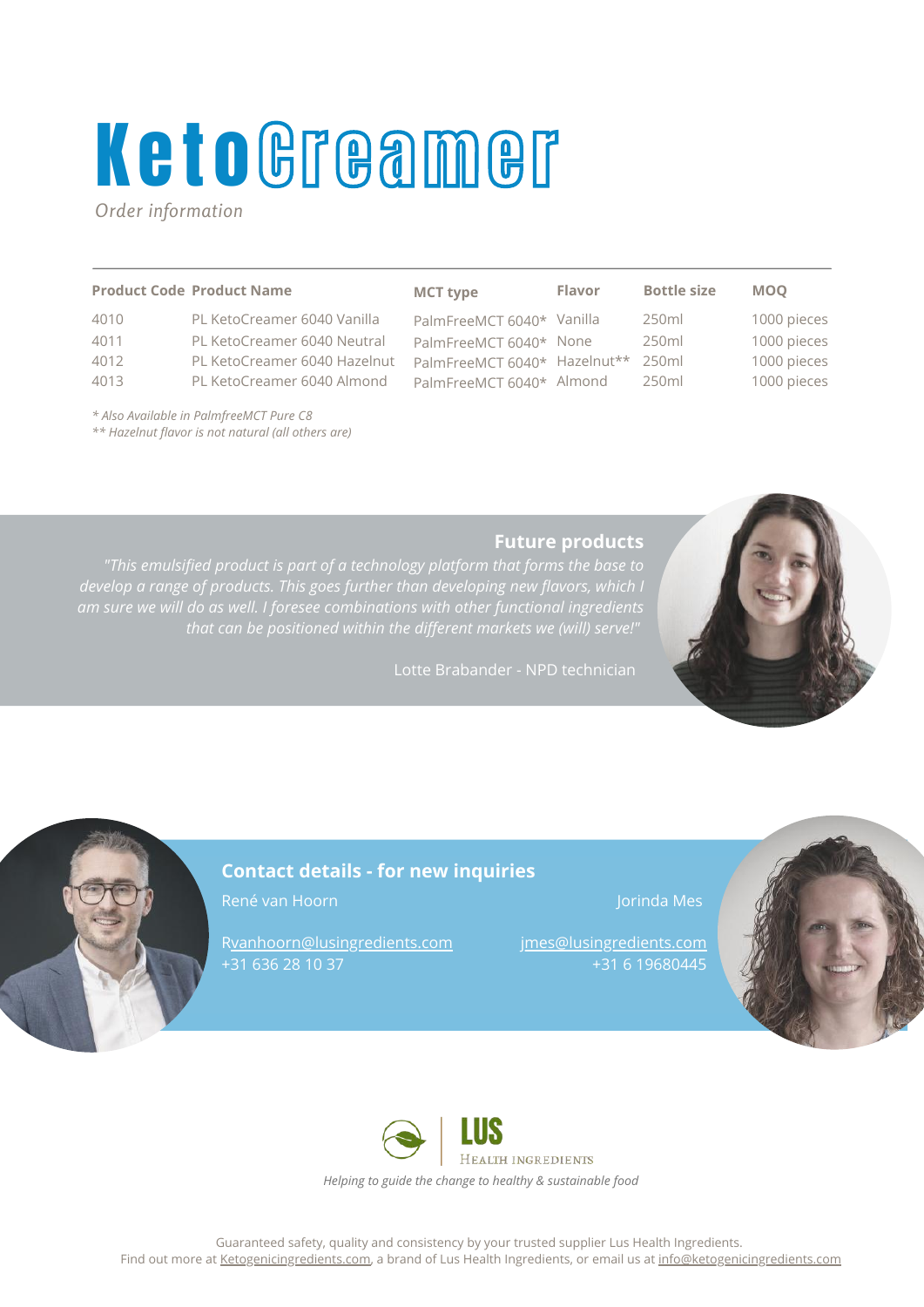# KetoCreamer

*Order information*

| Product Code | Product Name | MCT type | Flavor | Bottle size | MOQ |
|---|---|---|---|---|---|
| 4010 | PL KetoCreamer 6040 Vanilla | PalmFreeMCT 6040* | Vanilla | 250ml | 1000 pieces |
| 4011 | PL KetoCreamer 6040 Neutral | PalmFreeMCT 6040* | None | 250ml | 1000 pieces |
| 4012 | PL KetoCreamer 6040 Hazelnut | PalmFreeMCT 6040* | Hazelnut** | 250ml | 1000 pieces |
| 4013 | PL KetoCreamer 6040 Almond | PalmFreeMCT 6040* | Almond | 250ml | 1000 pieces |

*\* Also Available in PalmfreeMCT Pure C8*
*\*\* Hazelnut flavor is not natural (all others are)*

## Future products

*"This emulsified product is part of a technology platform that forms the base to develop a range of products. This goes further than developing new flavors, which I am sure we will do as well. I foresee combinations with other functional ingredients that can be positioned within the different markets we (will) serve!"*

Lotte Brabander - NPD technician

## Contact details - for new inquiries

René van Hoorn
Rvanhoorn@lusingredients.com
+31 636 28 10 37

Jorinda Mes
jmes@lusingredients.com
+31 6 19680445

LUS HEALTH INGREDIENTS

*Helping to guide the change to healthy & sustainable food*

Guaranteed safety, quality and consistency by your trusted supplier Lus Health Ingredients.
Find out more at Ketogenicingredients.com, a brand of Lus Health Ingredients, or email us at info@ketogenicingredients.com